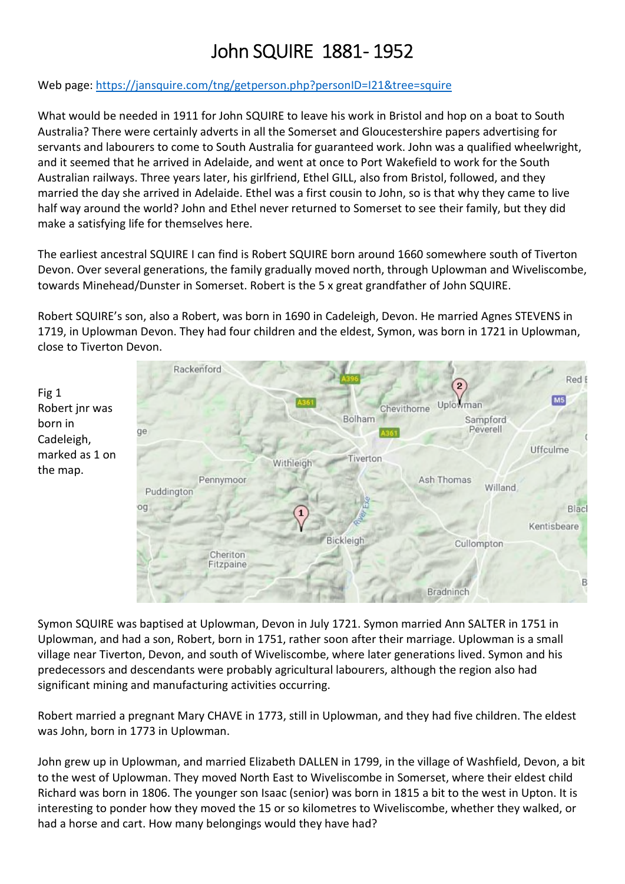# John SQUIRE 1881- 1952

Web page: https://jansquire.com/tng/getperson.php?personID=I21&tree=squire

What would be needed in 1911 for John SQUIRE to leave his work in Bristol and hop on a boat to South Australia? There were certainly adverts in all the Somerset and Gloucestershire papers advertising for servants and labourers to come to South Australia for guaranteed work. John was a qualified wheelwright, and it seemed that he arrived in Adelaide, and went at once to Port Wakefield to work for the South Australian railways. Three years later, his girlfriend, Ethel GILL, also from Bristol, followed, and they married the day she arrived in Adelaide. Ethel was a first cousin to John, so is that why they came to live half way around the world? John and Ethel never returned to Somerset to see their family, but they did make a satisfying life for themselves here.

The earliest ancestral SQUIRE I can find is Robert SQUIRE born around 1660 somewhere south of Tiverton Devon. Over several generations, the family gradually moved north, through Uplowman and Wiveliscombe, towards Minehead/Dunster in Somerset. Robert is the 5 x great grandfather of John SQUIRE.

Robert SQUIRE's son, also a Robert, was born in 1690 in Cadeleigh, Devon. He married Agnes STEVENS in 1719, in Uplowman Devon. They had four children and the eldest, Symon, was born in 1721 in Uplowman, close to Tiverton Devon.

Fig 1
Robert jnr was born in Cadeleigh, marked as 1 on the map.

Symon SQUIRE was baptised at Uplowman, Devon in July 1721. Symon married Ann SALTER in 1751 in Uplowman, and had a son, Robert, born in 1751, rather soon after their marriage. Uplowman is a small village near Tiverton, Devon, and south of Wiveliscombe, where later generations lived. Symon and his predecessors and descendants were probably agricultural labourers, although the region also had significant mining and manufacturing activities occurring.

Robert married a pregnant Mary CHAVE in 1773, still in Uplowman, and they had five children. The eldest was John, born in 1773 in Uplowman.

John grew up in Uplowman, and married Elizabeth DALLEN in 1799, in the village of Washfield, Devon, a bit to the west of Uplowman. They moved North East to Wiveliscombe in Somerset, where their eldest child Richard was born in 1806. The younger son Isaac (senior) was born in 1815 a bit to the west in Upton. It is interesting to ponder how they moved the 15 or so kilometres to Wiveliscombe, whether they walked, or had a horse and cart. How many belongings would they have had?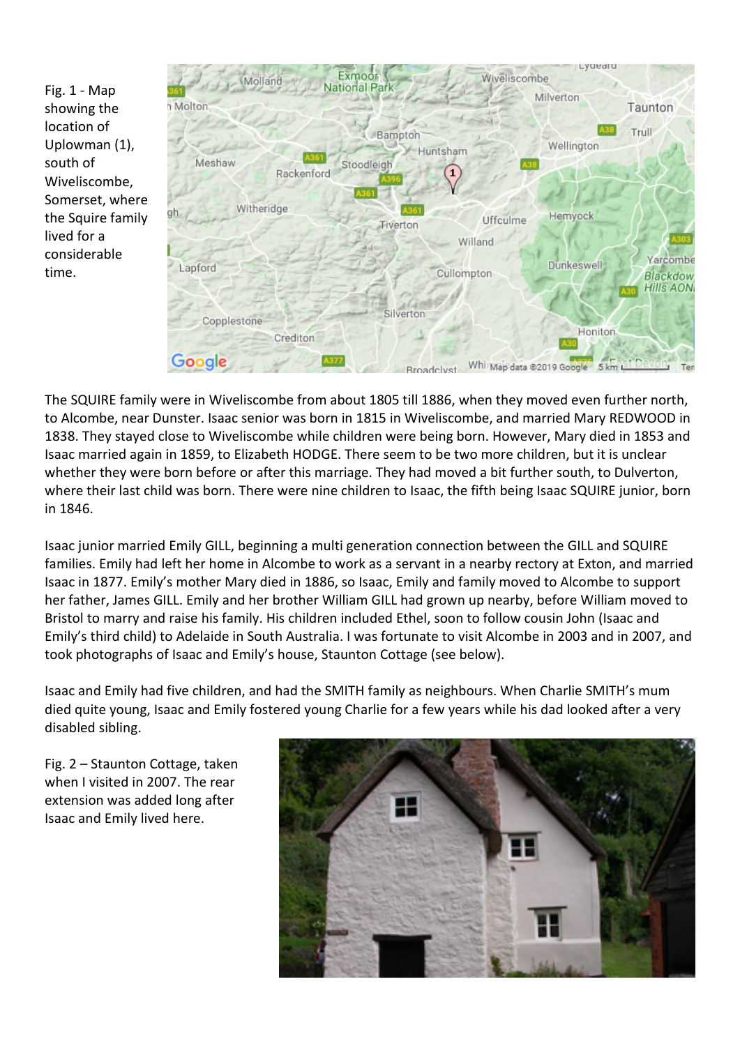Fig. 1 - Map showing the location of Uplowman (1), south of Wiveliscombe, Somerset, where the Squire family lived for a considerable time.

The SQUIRE family were in Wiveliscombe from about 1805 till 1886, when they moved even further north, to Alcombe, near Dunster. Isaac senior was born in 1815 in Wiveliscombe, and married Mary REDWOOD in 1838. They stayed close to Wiveliscombe while children were being born. However, Mary died in 1853 and Isaac married again in 1859, to Elizabeth HODGE. There seem to be two more children, but it is unclear whether they were born before or after this marriage. They had moved a bit further south, to Dulverton, where their last child was born. There were nine children to Isaac, the fifth being Isaac SQUIRE junior, born in 1846.

Isaac junior married Emily GILL, beginning a multi generation connection between the GILL and SQUIRE families. Emily had left her home in Alcombe to work as a servant in a nearby rectory at Exton, and married Isaac in 1877. Emily's mother Mary died in 1886, so Isaac, Emily and family moved to Alcombe to support her father, James GILL. Emily and her brother William GILL had grown up nearby, before William moved to Bristol to marry and raise his family. His children included Ethel, soon to follow cousin John (Isaac and Emily's third child) to Adelaide in South Australia. I was fortunate to visit Alcombe in 2003 and in 2007, and took photographs of Isaac and Emily's house, Staunton Cottage (see below).

Isaac and Emily had five children, and had the SMITH family as neighbours. When Charlie SMITH's mum died quite young, Isaac and Emily fostered young Charlie for a few years while his dad looked after a very disabled sibling.

Fig. 2 – Staunton Cottage, taken when I visited in 2007. The rear extension was added long after Isaac and Emily lived here.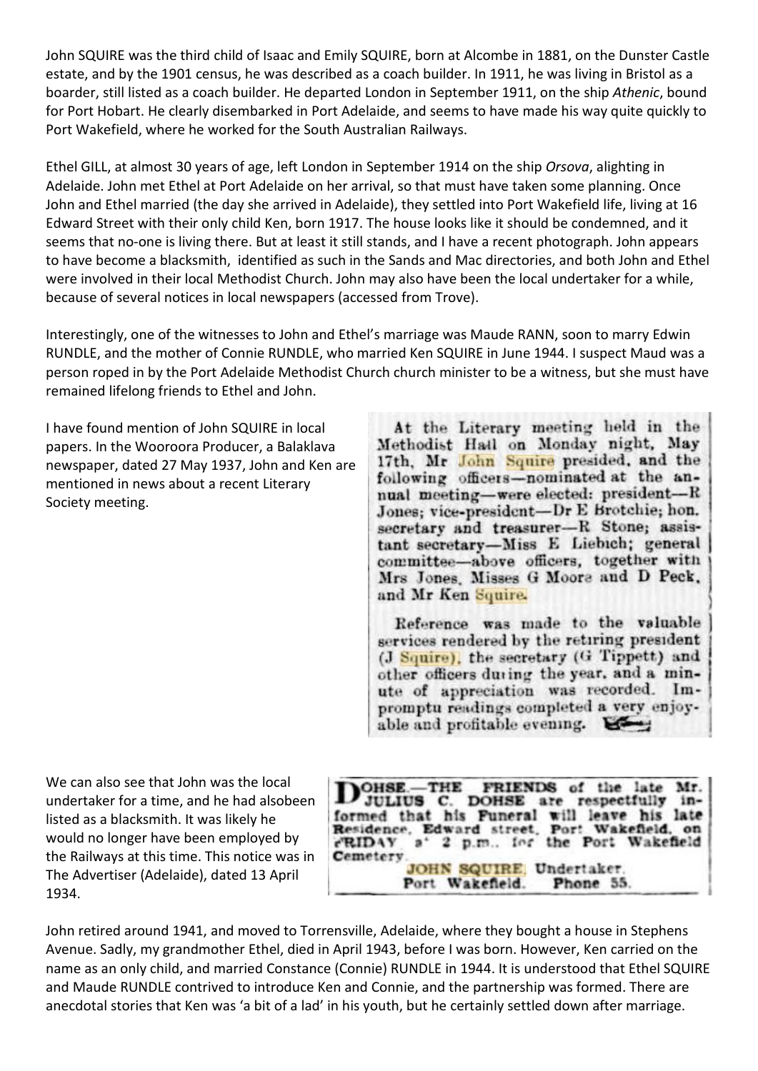John SQUIRE was the third child of Isaac and Emily SQUIRE, born at Alcombe in 1881, on the Dunster Castle estate, and by the 1901 census, he was described as a coach builder. In 1911, he was living in Bristol as a boarder, still listed as a coach builder. He departed London in September 1911, on the ship *Athenic*, bound for Port Hobart. He clearly disembarked in Port Adelaide, and seems to have made his way quite quickly to Port Wakefield, where he worked for the South Australian Railways.

Ethel GILL, at almost 30 years of age, left London in September 1914 on the ship *Orsova*, alighting in Adelaide. John met Ethel at Port Adelaide on her arrival, so that must have taken some planning. Once John and Ethel married (the day she arrived in Adelaide), they settled into Port Wakefield life, living at 16 Edward Street with their only child Ken, born 1917. The house looks like it should be condemned, and it seems that no-one is living there. But at least it still stands, and I have a recent photograph. John appears to have become a blacksmith, identified as such in the Sands and Mac directories, and both John and Ethel were involved in their local Methodist Church. John may also have been the local undertaker for a while, because of several notices in local newspapers (accessed from Trove).

Interestingly, one of the witnesses to John and Ethel's marriage was Maude RANN, soon to marry Edwin RUNDLE, and the mother of Connie RUNDLE, who married Ken SQUIRE in June 1944. I suspect Maud was a person roped in by the Port Adelaide Methodist Church church minister to be a witness, but she must have remained lifelong friends to Ethel and John.

I have found mention of John SQUIRE in local papers. In the Wooroora Producer, a Balaklava newspaper, dated 27 May 1937, John and Ken are mentioned in news about a recent Literary Society meeting.

> At the Literary meeting held in the Methodist Hall on Monday night, May 17th, Mr John Squire presided, and the following officers—nominated at the annual meeting—were elected: president—R Jones; vice-president—Dr E Brotchie; hon. secretary and treasurer—R Stone; assistant secretary—Miss E Liebich; general committee—above officers, together with Mrs Jones, Misses G Moore and D Peck, and Mr Ken Squire.
>
> Reference was made to the valuable services rendered by the retiring president (J Squire), the secretary (G Tippett) and other officers during the year, and a minute of appreciation was recorded. Impromptu readings completed a very enjoyable and profitable evening.

We can also see that John was the local undertaker for a time, and he had alsobeen listed as a blacksmith. It was likely he would no longer have been employed by the Railways at this time. This notice was in The Advertiser (Adelaide), dated 13 April 1934.

> DOHSE.—THE FRIENDS of the late Mr. JULIUS C. DOHSE are respectfully informed that his Funeral will leave his late Residence, Edward street, Port Wakefield, on FRIDAY at 2 p.m., for the Port Wakefield Cemetery.
>
> JOHN SQUIRE, Undertaker.
> Port Wakefield. Phone 55.

John retired around 1941, and moved to Torrensville, Adelaide, where they bought a house in Stephens Avenue. Sadly, my grandmother Ethel, died in April 1943, before I was born. However, Ken carried on the name as an only child, and married Constance (Connie) RUNDLE in 1944. It is understood that Ethel SQUIRE and Maude RUNDLE contrived to introduce Ken and Connie, and the partnership was formed. There are anecdotal stories that Ken was 'a bit of a lad' in his youth, but he certainly settled down after marriage.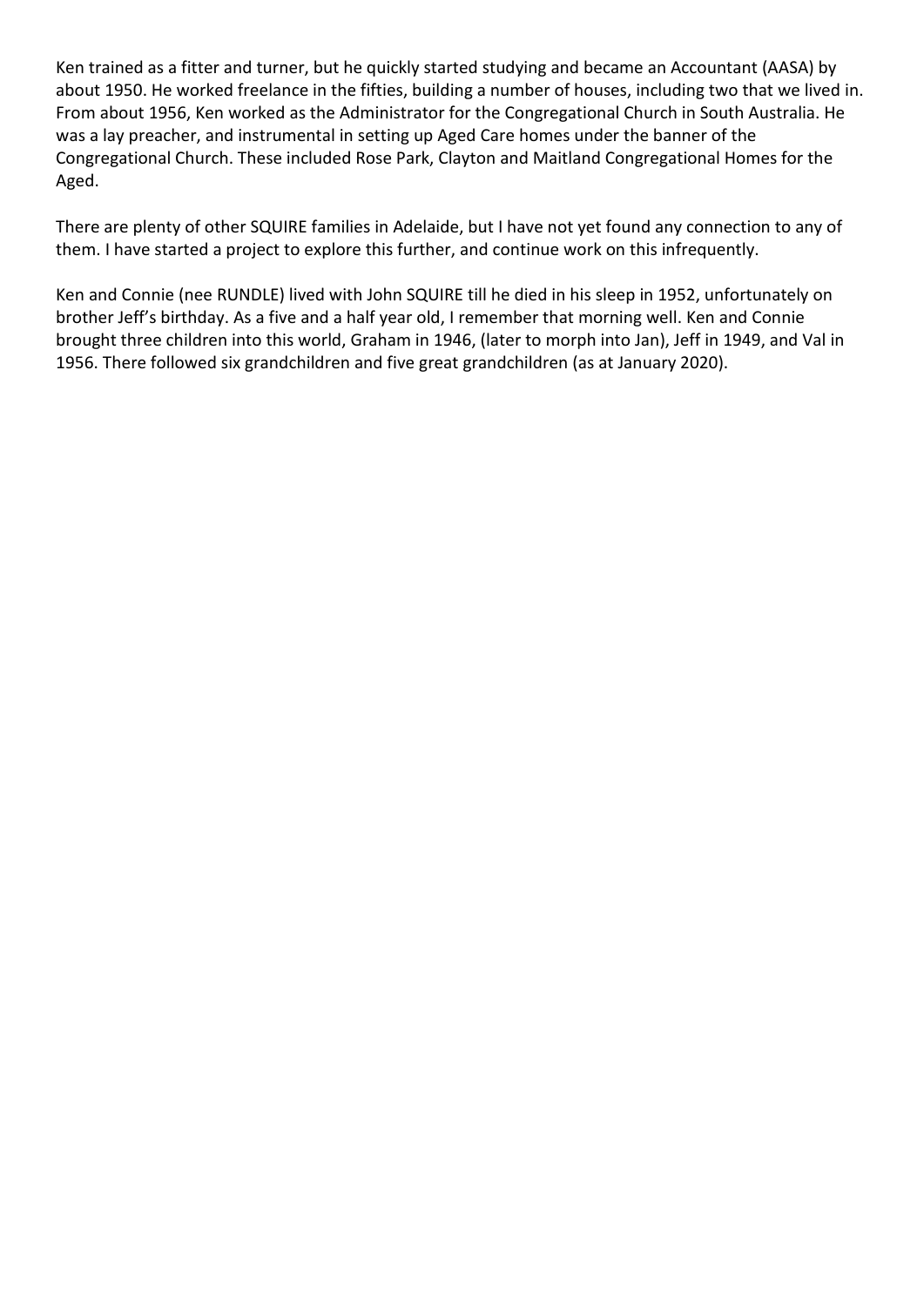Ken trained as a fitter and turner, but he quickly started studying and became an Accountant (AASA) by about 1950. He worked freelance in the fifties, building a number of houses, including two that we lived in. From about 1956, Ken worked as the Administrator for the Congregational Church in South Australia. He was a lay preacher, and instrumental in setting up Aged Care homes under the banner of the Congregational Church. These included Rose Park, Clayton and Maitland Congregational Homes for the Aged.

There are plenty of other SQUIRE families in Adelaide, but I have not yet found any connection to any of them. I have started a project to explore this further, and continue work on this infrequently.

Ken and Connie (nee RUNDLE) lived with John SQUIRE till he died in his sleep in 1952, unfortunately on brother Jeff's birthday. As a five and a half year old, I remember that morning well. Ken and Connie brought three children into this world, Graham in 1946, (later to morph into Jan), Jeff in 1949, and Val in 1956. There followed six grandchildren and five great grandchildren (as at January 2020).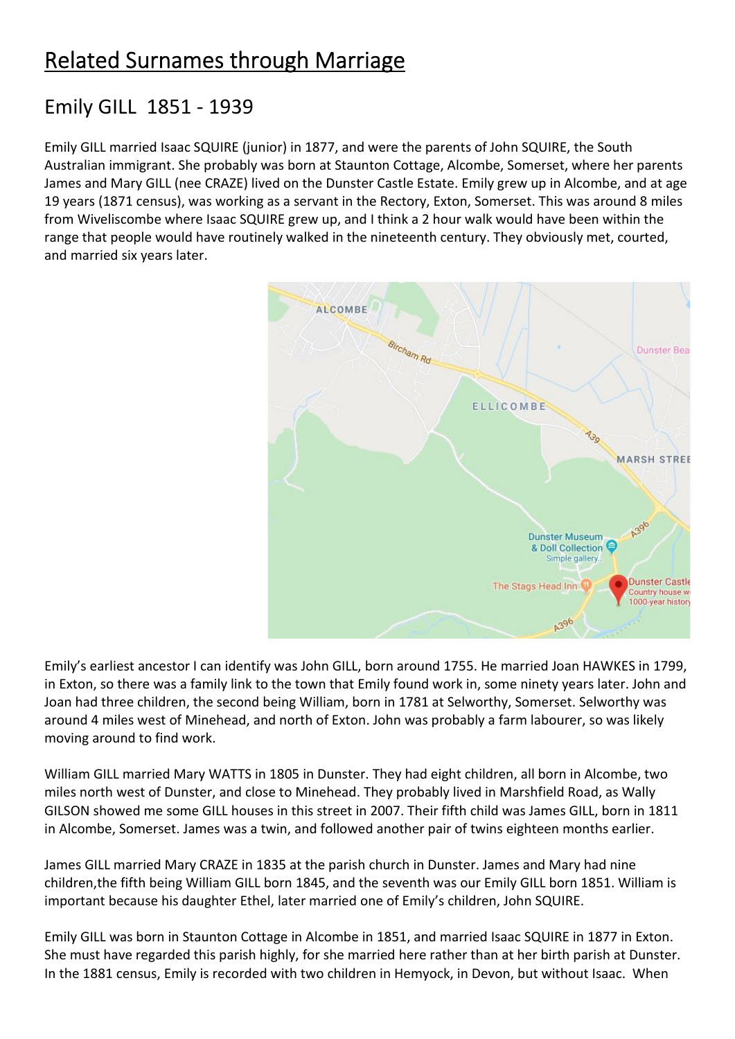# Related Surnames through Marriage

## Emily GILL 1851 - 1939

Emily GILL married Isaac SQUIRE (junior) in 1877, and were the parents of John SQUIRE, the South Australian immigrant. She probably was born at Staunton Cottage, Alcombe, Somerset, where her parents James and Mary GILL (nee CRAZE) lived on the Dunster Castle Estate. Emily grew up in Alcombe, and at age 19 years (1871 census), was working as a servant in the Rectory, Exton, Somerset. This was around 8 miles from Wiveliscombe where Isaac SQUIRE grew up, and I think a 2 hour walk would have been within the range that people would have routinely walked in the nineteenth century. They obviously met, courted, and married six years later.

Emily's earliest ancestor I can identify was John GILL, born around 1755. He married Joan HAWKES in 1799, in Exton, so there was a family link to the town that Emily found work in, some ninety years later. John and Joan had three children, the second being William, born in 1781 at Selworthy, Somerset. Selworthy was around 4 miles west of Minehead, and north of Exton. John was probably a farm labourer, so was likely moving around to find work.

William GILL married Mary WATTS in 1805 in Dunster. They had eight children, all born in Alcombe, two miles north west of Dunster, and close to Minehead. They probably lived in Marshfield Road, as Wally GILSON showed me some GILL houses in this street in 2007. Their fifth child was James GILL, born in 1811 in Alcombe, Somerset. James was a twin, and followed another pair of twins eighteen months earlier.

James GILL married Mary CRAZE in 1835 at the parish church in Dunster. James and Mary had nine children,the fifth being William GILL born 1845, and the seventh was our Emily GILL born 1851. William is important because his daughter Ethel, later married one of Emily's children, John SQUIRE.

Emily GILL was born in Staunton Cottage in Alcombe in 1851, and married Isaac SQUIRE in 1877 in Exton. She must have regarded this parish highly, for she married here rather than at her birth parish at Dunster. In the 1881 census, Emily is recorded with two children in Hemyock, in Devon, but without Isaac. When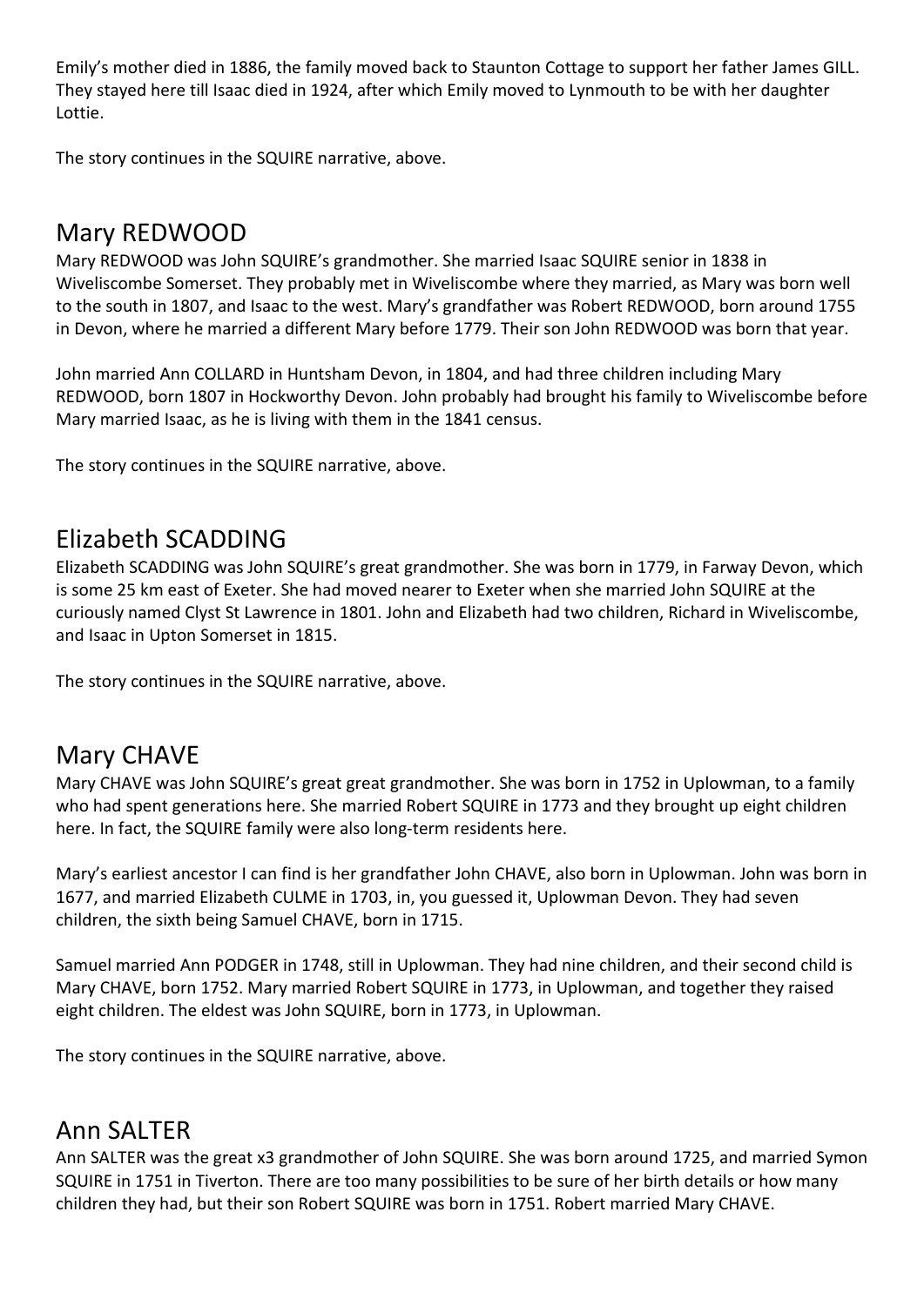Emily's mother died in 1886, the family moved back to Staunton Cottage to support her father James GILL. They stayed here till Isaac died in 1924, after which Emily moved to Lynmouth to be with her daughter Lottie.

The story continues in the SQUIRE narrative, above.

## Mary REDWOOD

Mary REDWOOD was John SQUIRE's grandmother. She married Isaac SQUIRE senior in 1838 in Wiveliscombe Somerset. They probably met in Wiveliscombe where they married, as Mary was born well to the south in 1807, and Isaac to the west. Mary's grandfather was Robert REDWOOD, born around 1755 in Devon, where he married a different Mary before 1779. Their son John REDWOOD was born that year.

John married Ann COLLARD in Huntsham Devon, in 1804, and had three children including Mary REDWOOD, born 1807 in Hockworthy Devon. John probably had brought his family to Wiveliscombe before Mary married Isaac, as he is living with them in the 1841 census.

The story continues in the SQUIRE narrative, above.

## Elizabeth SCADDING

Elizabeth SCADDING was John SQUIRE's great grandmother. She was born in 1779, in Farway Devon, which is some 25 km east of Exeter. She had moved nearer to Exeter when she married John SQUIRE at the curiously named Clyst St Lawrence in 1801. John and Elizabeth had two children, Richard in Wiveliscombe, and Isaac in Upton Somerset in 1815.

The story continues in the SQUIRE narrative, above.

## Mary CHAVE

Mary CHAVE was John SQUIRE's great great grandmother. She was born in 1752 in Uplowman, to a family who had spent generations here. She married Robert SQUIRE in 1773 and they brought up eight children here. In fact, the SQUIRE family were also long-term residents here.

Mary's earliest ancestor I can find is her grandfather John CHAVE, also born in Uplowman. John was born in 1677, and married Elizabeth CULME in 1703, in, you guessed it, Uplowman Devon. They had seven children, the sixth being Samuel CHAVE, born in 1715.

Samuel married Ann PODGER in 1748, still in Uplowman. They had nine children, and their second child is Mary CHAVE, born 1752. Mary married Robert SQUIRE in 1773, in Uplowman, and together they raised eight children. The eldest was John SQUIRE, born in 1773, in Uplowman.

The story continues in the SQUIRE narrative, above.

## Ann SALTER

Ann SALTER was the great x3 grandmother of John SQUIRE. She was born around 1725, and married Symon SQUIRE in 1751 in Tiverton. There are too many possibilities to be sure of her birth details or how many children they had, but their son Robert SQUIRE was born in 1751. Robert married Mary CHAVE.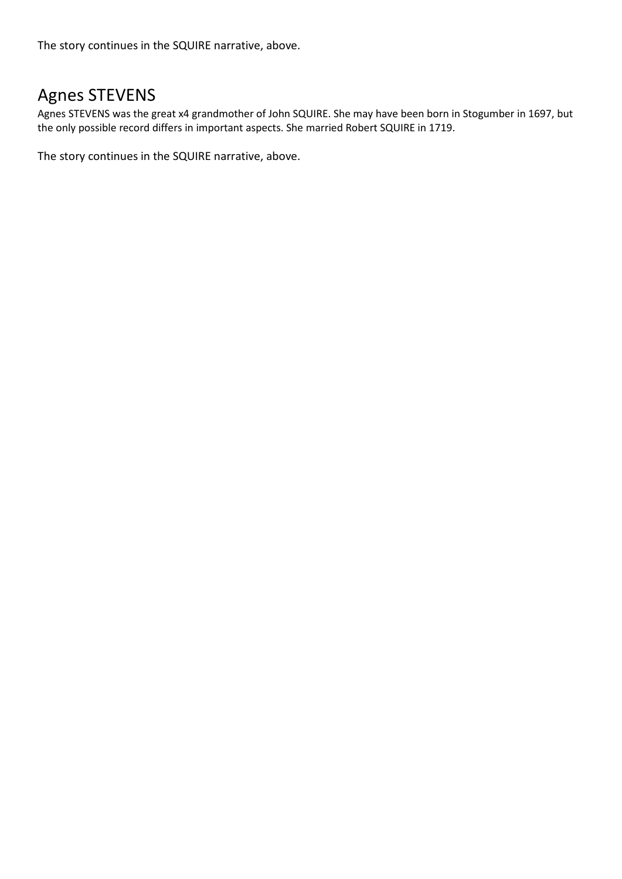The story continues in the SQUIRE narrative, above.

## Agnes STEVENS

Agnes STEVENS was the great x4 grandmother of John SQUIRE. She may have been born in Stogumber in 1697, but the only possible record differs in important aspects. She married Robert SQUIRE in 1719.

The story continues in the SQUIRE narrative, above.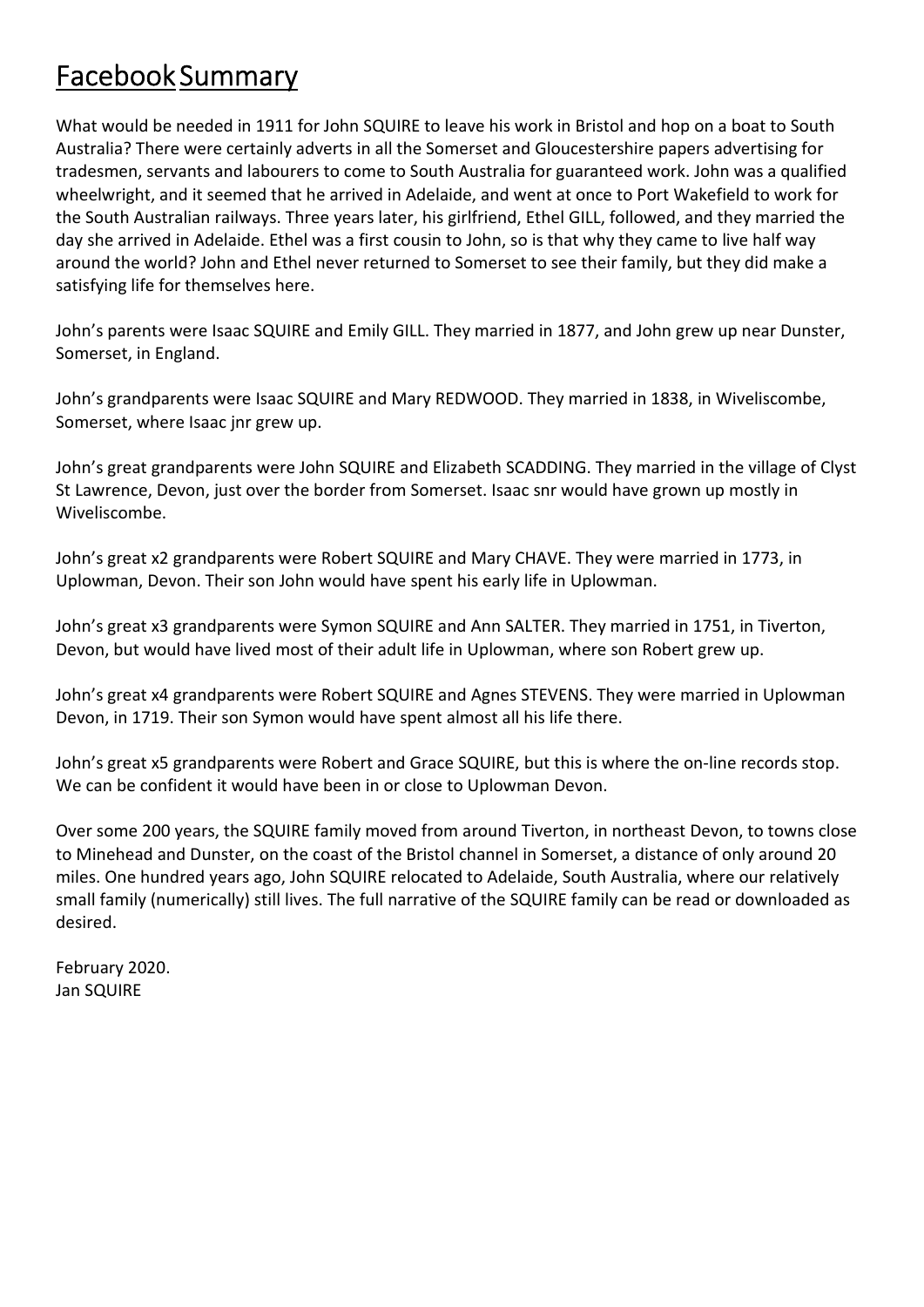# Facebook Summary

What would be needed in 1911 for John SQUIRE to leave his work in Bristol and hop on a boat to South Australia? There were certainly adverts in all the Somerset and Gloucestershire papers advertising for tradesmen, servants and labourers to come to South Australia for guaranteed work. John was a qualified wheelwright, and it seemed that he arrived in Adelaide, and went at once to Port Wakefield to work for the South Australian railways. Three years later, his girlfriend, Ethel GILL, followed, and they married the day she arrived in Adelaide. Ethel was a first cousin to John, so is that why they came to live half way around the world? John and Ethel never returned to Somerset to see their family, but they did make a satisfying life for themselves here.

John's parents were Isaac SQUIRE and Emily GILL. They married in 1877, and John grew up near Dunster, Somerset, in England.

John's grandparents were Isaac SQUIRE and Mary REDWOOD. They married in 1838, in Wiveliscombe, Somerset, where Isaac jnr grew up.

John's great grandparents were John SQUIRE and Elizabeth SCADDING. They married in the village of Clyst St Lawrence, Devon, just over the border from Somerset. Isaac snr would have grown up mostly in Wiveliscombe.

John's great x2 grandparents were Robert SQUIRE and Mary CHAVE. They were married in 1773, in Uplowman, Devon. Their son John would have spent his early life in Uplowman.

John's great x3 grandparents were Symon SQUIRE and Ann SALTER. They married in 1751, in Tiverton, Devon, but would have lived most of their adult life in Uplowman, where son Robert grew up.

John's great x4 grandparents were Robert SQUIRE and Agnes STEVENS. They were married in Uplowman Devon, in 1719. Their son Symon would have spent almost all his life there.

John's great x5 grandparents were Robert and Grace SQUIRE, but this is where the on-line records stop. We can be confident it would have been in or close to Uplowman Devon.

Over some 200 years, the SQUIRE family moved from around Tiverton, in northeast Devon, to towns close to Minehead and Dunster, on the coast of the Bristol channel in Somerset, a distance of only around 20 miles. One hundred years ago, John SQUIRE relocated to Adelaide, South Australia, where our relatively small family (numerically) still lives. The full narrative of the SQUIRE family can be read or downloaded as desired.

February 2020.  
Jan SQUIRE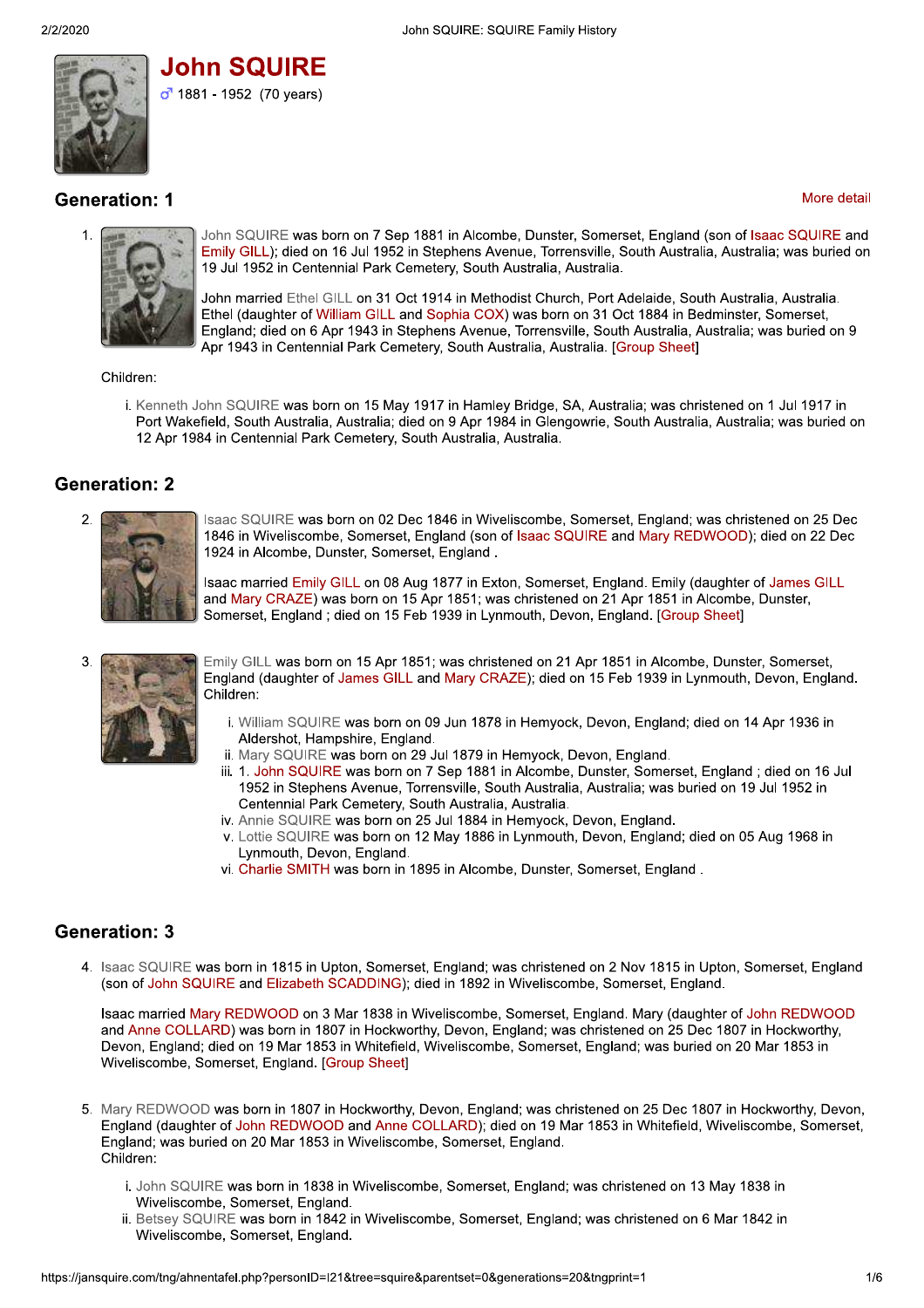# John SQUIRE

♂ 1881 - 1952 (70 years)

## Generation: 1

More detail

1. John SQUIRE was born on 7 Sep 1881 in Alcombe, Dunster, Somerset, England (son of Isaac SQUIRE and Emily GILL); died on 16 Jul 1952 in Stephens Avenue, Torrensville, South Australia, Australia; was buried on 19 Jul 1952 in Centennial Park Cemetery, South Australia, Australia.

   John married Ethel GILL on 31 Oct 1914 in Methodist Church, Port Adelaide, South Australia, Australia. Ethel (daughter of William GILL and Sophia COX) was born on 31 Oct 1884 in Bedminster, Somerset, England; died on 6 Apr 1943 in Stephens Avenue, Torrensville, South Australia, Australia; was buried on 9 Apr 1943 in Centennial Park Cemetery, South Australia, Australia. [Group Sheet]

   Children:

   i. Kenneth John SQUIRE was born on 15 May 1917 in Hamley Bridge, SA, Australia; was christened on 1 Jul 1917 in Port Wakefield, South Australia, Australia; died on 9 Apr 1984 in Glengowrie, South Australia, Australia; was buried on 12 Apr 1984 in Centennial Park Cemetery, South Australia, Australia.

## Generation: 2

2. Isaac SQUIRE was born on 02 Dec 1846 in Wiveliscombe, Somerset, England; was christened on 25 Dec 1846 in Wiveliscombe, Somerset, England (son of Isaac SQUIRE and Mary REDWOOD); died on 22 Dec 1924 in Alcombe, Dunster, Somerset, England .

   Isaac married Emily GILL on 08 Aug 1877 in Exton, Somerset, England. Emily (daughter of James GILL and Mary CRAZE) was born on 15 Apr 1851; was christened on 21 Apr 1851 in Alcombe, Dunster, Somerset, England ; died on 15 Feb 1939 in Lynmouth, Devon, England. [Group Sheet]

3. Emily GILL was born on 15 Apr 1851; was christened on 21 Apr 1851 in Alcombe, Dunster, Somerset, England (daughter of James GILL and Mary CRAZE); died on 15 Feb 1939 in Lynmouth, Devon, England.
   Children:

   i. William SQUIRE was born on 09 Jun 1878 in Hemyock, Devon, England; died on 14 Apr 1936 in Aldershot, Hampshire, England.
   ii. Mary SQUIRE was born on 29 Jul 1879 in Hemyock, Devon, England.
   iii. 1. John SQUIRE was born on 7 Sep 1881 in Alcombe, Dunster, Somerset, England ; died on 16 Jul 1952 in Stephens Avenue, Torrensville, South Australia, Australia; was buried on 19 Jul 1952 in Centennial Park Cemetery, South Australia, Australia.
   iv. Annie SQUIRE was born on 25 Jul 1884 in Hemyock, Devon, England.
   v. Lottie SQUIRE was born on 12 May 1886 in Lynmouth, Devon, England; died on 05 Aug 1968 in Lynmouth, Devon, England.
   vi. Charlie SMITH was born in 1895 in Alcombe, Dunster, Somerset, England .

## Generation: 3

4. Isaac SQUIRE was born in 1815 in Upton, Somerset, England; was christened on 2 Nov 1815 in Upton, Somerset, England (son of John SQUIRE and Elizabeth SCADDING); died in 1892 in Wiveliscombe, Somerset, England.

   Isaac married Mary REDWOOD on 3 Mar 1838 in Wiveliscombe, Somerset, England. Mary (daughter of John REDWOOD and Anne COLLARD) was born in 1807 in Hockworthy, Devon, England; was christened on 25 Dec 1807 in Hockworthy, Devon, England; died on 19 Mar 1853 in Whitefield, Wiveliscombe, Somerset, England; was buried on 20 Mar 1853 in Wiveliscombe, Somerset, England. [Group Sheet]

5. Mary REDWOOD was born in 1807 in Hockworthy, Devon, England; was christened on 25 Dec 1807 in Hockworthy, Devon, England (daughter of John REDWOOD and Anne COLLARD); died on 19 Mar 1853 in Whitefield, Wiveliscombe, Somerset, England; was buried on 20 Mar 1853 in Wiveliscombe, Somerset, England.
   Children:

   i. John SQUIRE was born in 1838 in Wiveliscombe, Somerset, England; was christened on 13 May 1838 in Wiveliscombe, Somerset, England.
   ii. Betsey SQUIRE was born in 1842 in Wiveliscombe, Somerset, England; was christened on 6 Mar 1842 in Wiveliscombe, Somerset, England.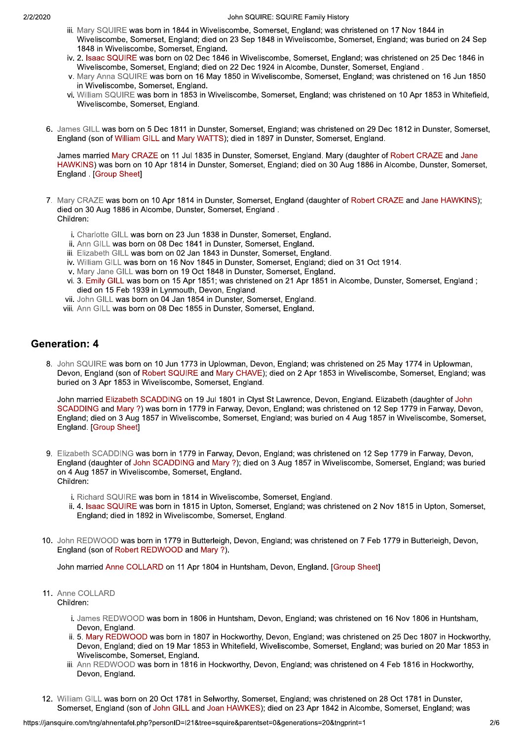iii. Mary SQUIRE was born in 1844 in Wiveliscombe, Somerset, England; was christened on 17 Nov 1844 in Wiveliscombe, Somerset, England; died on 23 Sep 1848 in Wiveliscombe, Somerset, England; was buried on 24 Sep 1848 in Wiveliscombe, Somerset, England.
iv. 2. Isaac SQUIRE was born on 02 Dec 1846 in Wiveliscombe, Somerset, England; was christened on 25 Dec 1846 in Wiveliscombe, Somerset, England; died on 22 Dec 1924 in Alcombe, Dunster, Somerset, England .
v. Mary Anna SQUIRE was born on 16 May 1850 in Wiveliscombe, Somerset, England; was christened on 16 Jun 1850 in Wiveliscombe, Somerset, England.
vi. William SQUIRE was born in 1853 in Wiveliscombe, Somerset, England; was christened on 10 Apr 1853 in Whitefield, Wiveliscombe, Somerset, England.

6. James GILL was born on 5 Dec 1811 in Dunster, Somerset, England; was christened on 29 Dec 1812 in Dunster, Somerset, England (son of William GILL and Mary WATTS); died in 1897 in Dunster, Somerset, England.

   James married Mary CRAZE on 11 Jul 1835 in Dunster, Somerset, England. Mary (daughter of Robert CRAZE and Jane HAWKINS) was born on 10 Apr 1814 in Dunster, Somerset, England; died on 30 Aug 1886 in Alcombe, Dunster, Somerset, England . [Group Sheet]

7. Mary CRAZE was born on 10 Apr 1814 in Dunster, Somerset, England (daughter of Robert CRAZE and Jane HAWKINS); died on 30 Aug 1886 in Alcombe, Dunster, Somerset, England .
   Children:

   i. Charlotte GILL was born on 23 Jun 1838 in Dunster, Somerset, England.
   ii. Ann GILL was born on 08 Dec 1841 in Dunster, Somerset, England.
   iii. Elizabeth GILL was born on 02 Jan 1843 in Dunster, Somerset, England.
   iv. William GILL was born on 16 Nov 1845 in Dunster, Somerset, England; died on 31 Oct 1914.
   v. Mary Jane GILL was born on 19 Oct 1848 in Dunster, Somerset, England.
   vi. 3. Emily GILL was born on 15 Apr 1851; was christened on 21 Apr 1851 in Alcombe, Dunster, Somerset, England ; died on 15 Feb 1939 in Lynmouth, Devon, England.
   vii. John GILL was born on 04 Jan 1854 in Dunster, Somerset, England.
   viii. Ann GILL was born on 08 Dec 1855 in Dunster, Somerset, England.

## Generation: 4

8. John SQUIRE was born on 10 Jun 1773 in Uplowman, Devon, England; was christened on 25 May 1774 in Uplowman, Devon, England (son of Robert SQUIRE and Mary CHAVE); died on 2 Apr 1853 in Wiveliscombe, Somerset, England; was buried on 3 Apr 1853 in Wiveliscombe, Somerset, England.

   John married Elizabeth SCADDING on 19 Jul 1801 in Clyst St Lawrence, Devon, England. Elizabeth (daughter of John SCADDING and Mary ?) was born in 1779 in Farway, Devon, England; was christened on 12 Sep 1779 in Farway, Devon, England; died on 3 Aug 1857 in Wiveliscombe, Somerset, England; was buried on 4 Aug 1857 in Wiveliscombe, Somerset, England. [Group Sheet]

9. Elizabeth SCADDING was born in 1779 in Farway, Devon, England; was christened on 12 Sep 1779 in Farway, Devon, England (daughter of John SCADDING and Mary ?); died on 3 Aug 1857 in Wiveliscombe, Somerset, England; was buried on 4 Aug 1857 in Wiveliscombe, Somerset, England.
   Children:

   i. Richard SQUIRE was born in 1814 in Wiveliscombe, Somerset, England.
   ii. 4. Isaac SQUIRE was born in 1815 in Upton, Somerset, England; was christened on 2 Nov 1815 in Upton, Somerset, England; died in 1892 in Wiveliscombe, Somerset, England.

10. John REDWOOD was born in 1779 in Butterleigh, Devon, England; was christened on 7 Feb 1779 in Butterleigh, Devon, England (son of Robert REDWOOD and Mary ?).

    John married Anne COLLARD on 11 Apr 1804 in Huntsham, Devon, England. [Group Sheet]

11. Anne COLLARD
    Children:

    i. James REDWOOD was born in 1806 in Huntsham, Devon, England; was christened on 16 Nov 1806 in Huntsham, Devon, England.
    ii. 5. Mary REDWOOD was born in 1807 in Hockworthy, Devon, England; was christened on 25 Dec 1807 in Hockworthy, Devon, England; died on 19 Mar 1853 in Whitefield, Wiveliscombe, Somerset, England; was buried on 20 Mar 1853 in Wiveliscombe, Somerset, England.
    iii. Ann REDWOOD was born in 1816 in Hockworthy, Devon, England; was christened on 4 Feb 1816 in Hockworthy, Devon, England.

12. William GILL was born on 20 Oct 1781 in Selworthy, Somerset, England; was christened on 28 Oct 1781 in Dunster, Somerset, England (son of John GILL and Joan HAWKES); died on 23 Apr 1842 in Alcombe, Somerset, England; was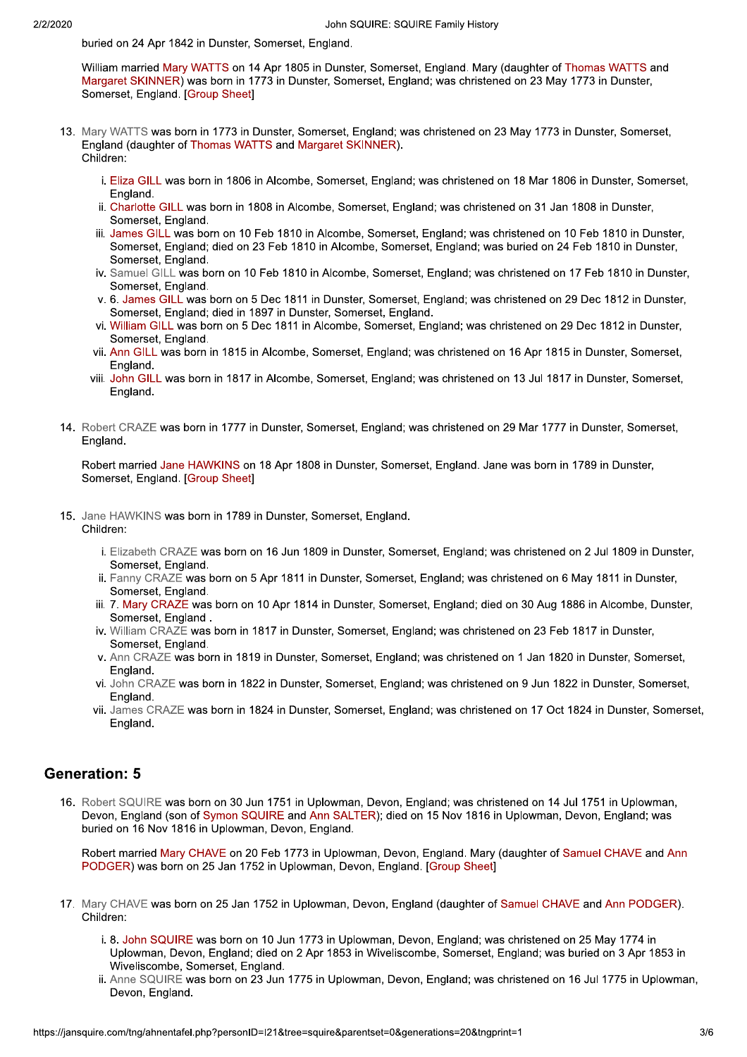buried on 24 Apr 1842 in Dunster, Somerset, England.

William married Mary WATTS on 14 Apr 1805 in Dunster, Somerset, England. Mary (daughter of Thomas WATTS and Margaret SKINNER) was born in 1773 in Dunster, Somerset, England; was christened on 23 May 1773 in Dunster, Somerset, England. [Group Sheet]

13. Mary WATTS was born in 1773 in Dunster, Somerset, England; was christened on 23 May 1773 in Dunster, Somerset, England (daughter of Thomas WATTS and Margaret SKINNER).
    Children:

    i. Eliza GILL was born in 1806 in Alcombe, Somerset, England; was christened on 18 Mar 1806 in Dunster, Somerset, England.
    ii. Charlotte GILL was born in 1808 in Alcombe, Somerset, England; was christened on 31 Jan 1808 in Dunster, Somerset, England.
    iii. James GILL was born on 10 Feb 1810 in Alcombe, Somerset, England; was christened on 10 Feb 1810 in Dunster, Somerset, England; died on 23 Feb 1810 in Alcombe, Somerset, England; was buried on 24 Feb 1810 in Dunster, Somerset, England.
    iv. Samuel GILL was born on 10 Feb 1810 in Alcombe, Somerset, England; was christened on 17 Feb 1810 in Dunster, Somerset, England.
    v. 6. James GILL was born on 5 Dec 1811 in Dunster, Somerset, England; was christened on 29 Dec 1812 in Dunster, Somerset, England; died in 1897 in Dunster, Somerset, England.
    vi. William GILL was born on 5 Dec 1811 in Alcombe, Somerset, England; was christened on 29 Dec 1812 in Dunster, Somerset, England.
    vii. Ann GILL was born in 1815 in Alcombe, Somerset, England; was christened on 16 Apr 1815 in Dunster, Somerset, England.
    viii. John GILL was born in 1817 in Alcombe, Somerset, England; was christened on 13 Jul 1817 in Dunster, Somerset, England.

14. Robert CRAZE was born in 1777 in Dunster, Somerset, England; was christened on 29 Mar 1777 in Dunster, Somerset, England.

    Robert married Jane HAWKINS on 18 Apr 1808 in Dunster, Somerset, England. Jane was born in 1789 in Dunster, Somerset, England. [Group Sheet]

15. Jane HAWKINS was born in 1789 in Dunster, Somerset, England.
    Children:

    i. Elizabeth CRAZE was born on 16 Jun 1809 in Dunster, Somerset, England; was christened on 2 Jul 1809 in Dunster, Somerset, England.
    ii. Fanny CRAZE was born on 5 Apr 1811 in Dunster, Somerset, England; was christened on 6 May 1811 in Dunster, Somerset, England.
    iii. 7. Mary CRAZE was born on 10 Apr 1814 in Dunster, Somerset, England; died on 30 Aug 1886 in Alcombe, Dunster, Somerset, England .
    iv. William CRAZE was born in 1817 in Dunster, Somerset, England; was christened on 23 Feb 1817 in Dunster, Somerset, England.
    v. Ann CRAZE was born in 1819 in Dunster, Somerset, England; was christened on 1 Jan 1820 in Dunster, Somerset, England.
    vi. John CRAZE was born in 1822 in Dunster, Somerset, England; was christened on 9 Jun 1822 in Dunster, Somerset, England.
    vii. James CRAZE was born in 1824 in Dunster, Somerset, England; was christened on 17 Oct 1824 in Dunster, Somerset, England.

## Generation: 5

16. Robert SQUIRE was born on 30 Jun 1751 in Uplowman, Devon, England; was christened on 14 Jul 1751 in Uplowman, Devon, England (son of Symon SQUIRE and Ann SALTER); died on 15 Nov 1816 in Uplowman, Devon, England; was buried on 16 Nov 1816 in Uplowman, Devon, England.

    Robert married Mary CHAVE on 20 Feb 1773 in Uplowman, Devon, England. Mary (daughter of Samuel CHAVE and Ann PODGER) was born on 25 Jan 1752 in Uplowman, Devon, England. [Group Sheet]

17. Mary CHAVE was born on 25 Jan 1752 in Uplowman, Devon, England (daughter of Samuel CHAVE and Ann PODGER).
    Children:

    i. 8. John SQUIRE was born on 10 Jun 1773 in Uplowman, Devon, England; was christened on 25 May 1774 in Uplowman, Devon, England; died on 2 Apr 1853 in Wiveliscombe, Somerset, England; was buried on 3 Apr 1853 in Wiveliscombe, Somerset, England.
    ii. Anne SQUIRE was born on 23 Jun 1775 in Uplowman, Devon, England; was christened on 16 Jul 1775 in Uplowman, Devon, England.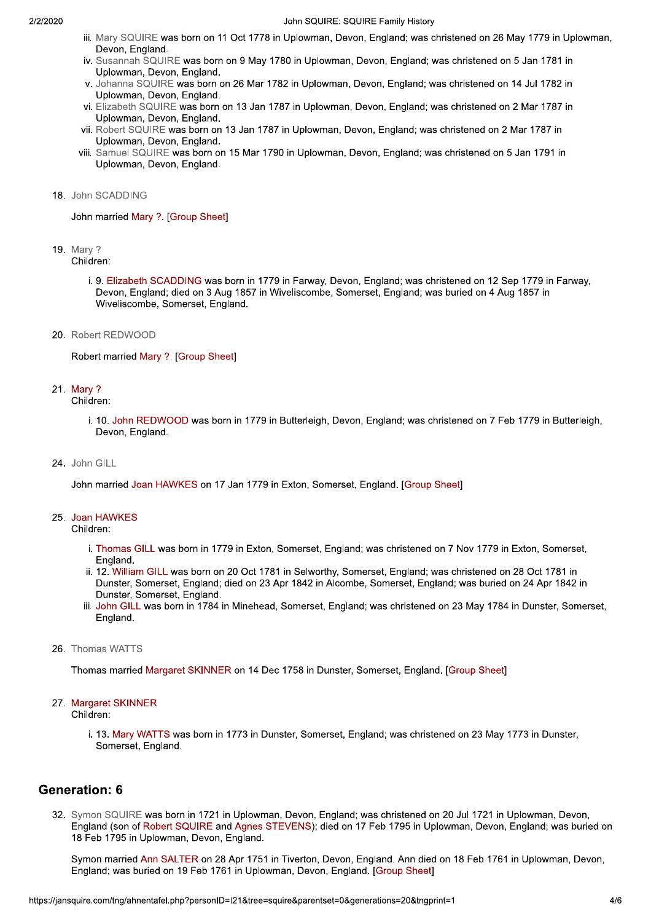iii. Mary SQUIRE was born on 11 Oct 1778 in Uplowman, Devon, England; was christened on 26 May 1779 in Uplowman, Devon, England.
iv. Susannah SQUIRE was born on 9 May 1780 in Uplowman, Devon, England; was christened on 5 Jan 1781 in Uplowman, Devon, England.
v. Johanna SQUIRE was born on 26 Mar 1782 in Uplowman, Devon, England; was christened on 14 Jul 1782 in Uplowman, Devon, England.
vi. Elizabeth SQUIRE was born on 13 Jan 1787 in Uplowman, Devon, England; was christened on 2 Mar 1787 in Uplowman, Devon, England.
vii. Robert SQUIRE was born on 13 Jan 1787 in Uplowman, Devon, England; was christened on 2 Mar 1787 in Uplowman, Devon, England.
viii. Samuel SQUIRE was born on 15 Mar 1790 in Uplowman, Devon, England; was christened on 5 Jan 1791 in Uplowman, Devon, England.

18. John SCADDING

 John married Mary ?. [Group Sheet]

19. Mary ?
 Children:

 i. 9. Elizabeth SCADDING was born in 1779 in Farway, Devon, England; was christened on 12 Sep 1779 in Farway, Devon, England; died on 3 Aug 1857 in Wiveliscombe, Somerset, England; was buried on 4 Aug 1857 in Wiveliscombe, Somerset, England.

20. Robert REDWOOD

 Robert married Mary ?. [Group Sheet]

21. Mary ?
 Children:

 i. 10. John REDWOOD was born in 1779 in Butterleigh, Devon, England; was christened on 7 Feb 1779 in Butterleigh, Devon, England.

24. John GILL

 John married Joan HAWKES on 17 Jan 1779 in Exton, Somerset, England. [Group Sheet]

25. Joan HAWKES
 Children:

 i. Thomas GILL was born in 1779 in Exton, Somerset, England; was christened on 7 Nov 1779 in Exton, Somerset, England.
 ii. 12. William GILL was born on 20 Oct 1781 in Selworthy, Somerset, England; was christened on 28 Oct 1781 in Dunster, Somerset, England; died on 23 Apr 1842 in Alcombe, Somerset, England; was buried on 24 Apr 1842 in Dunster, Somerset, England.
 iii. John GILL was born in 1784 in Minehead, Somerset, England; was christened on 23 May 1784 in Dunster, Somerset, England.

26. Thomas WATTS

 Thomas married Margaret SKINNER on 14 Dec 1758 in Dunster, Somerset, England. [Group Sheet]

27. Margaret SKINNER
 Children:

 i. 13. Mary WATTS was born in 1773 in Dunster, Somerset, England; was christened on 23 May 1773 in Dunster, Somerset, England.

## Generation: 6

32. Symon SQUIRE was born in 1721 in Uplowman, Devon, England; was christened on 20 Jul 1721 in Uplowman, Devon, England (son of Robert SQUIRE and Agnes STEVENS); died on 17 Feb 1795 in Uplowman, Devon, England; was buried on 18 Feb 1795 in Uplowman, Devon, England.

 Symon married Ann SALTER on 28 Apr 1751 in Tiverton, Devon, England. Ann died on 18 Feb 1761 in Uplowman, Devon, England; was buried on 19 Feb 1761 in Uplowman, Devon, England. [Group Sheet]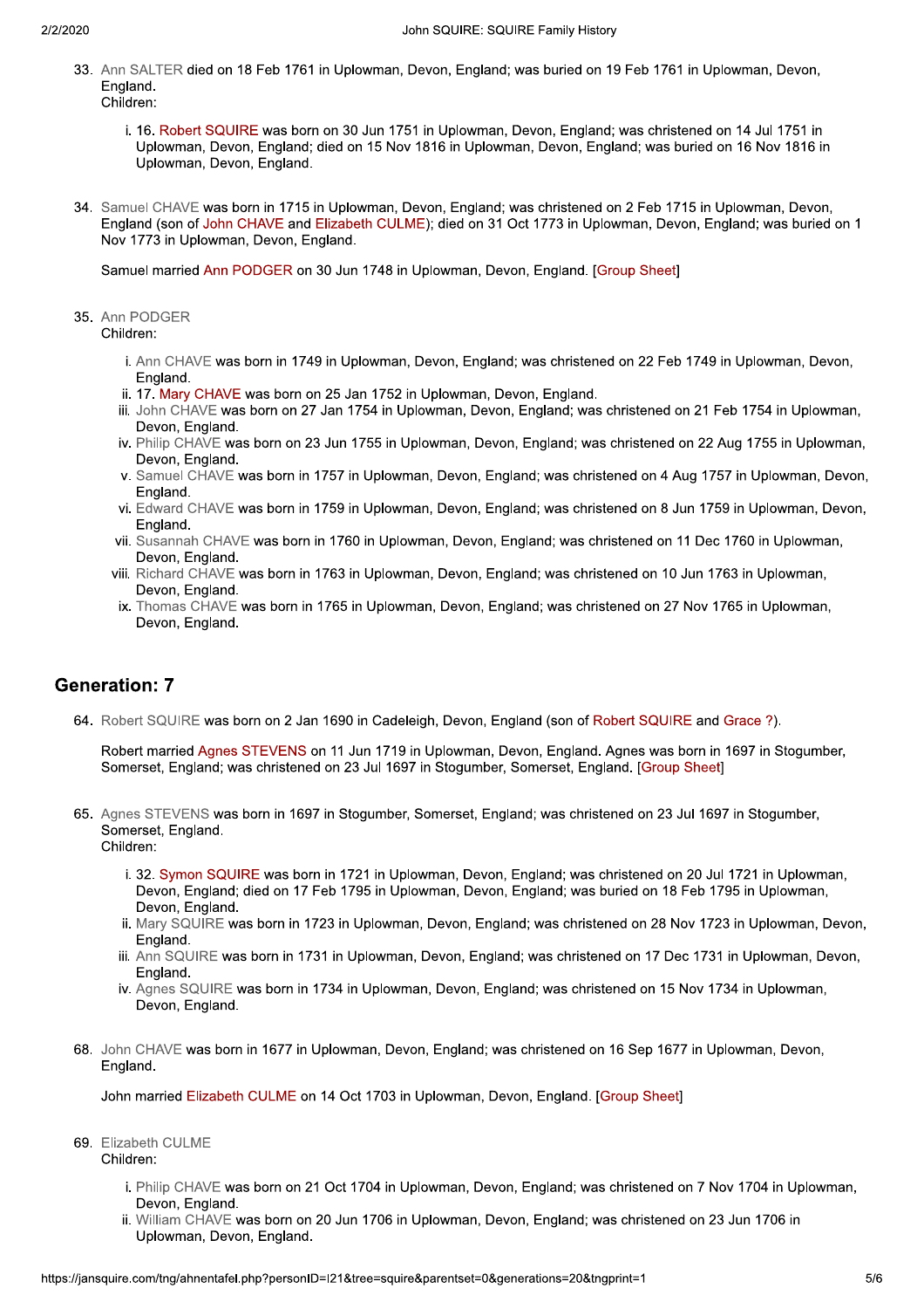33. Ann SALTER died on 18 Feb 1761 in Uplowman, Devon, England; was buried on 19 Feb 1761 in Uplowman, Devon, England.
    Children:

    i. 16. Robert SQUIRE was born on 30 Jun 1751 in Uplowman, Devon, England; was christened on 14 Jul 1751 in Uplowman, Devon, England; died on 15 Nov 1816 in Uplowman, Devon, England; was buried on 16 Nov 1816 in Uplowman, Devon, England.

34. Samuel CHAVE was born in 1715 in Uplowman, Devon, England; was christened on 2 Feb 1715 in Uplowman, Devon, England (son of John CHAVE and Elizabeth CULME); died on 31 Oct 1773 in Uplowman, Devon, England; was buried on 1 Nov 1773 in Uplowman, Devon, England.

    Samuel married Ann PODGER on 30 Jun 1748 in Uplowman, Devon, England. [Group Sheet]

35. Ann PODGER
    Children:

    i. Ann CHAVE was born in 1749 in Uplowman, Devon, England; was christened on 22 Feb 1749 in Uplowman, Devon, England.
    ii. 17. Mary CHAVE was born on 25 Jan 1752 in Uplowman, Devon, England.
    iii. John CHAVE was born on 27 Jan 1754 in Uplowman, Devon, England; was christened on 21 Feb 1754 in Uplowman, Devon, England.
    iv. Philip CHAVE was born on 23 Jun 1755 in Uplowman, Devon, England; was christened on 22 Aug 1755 in Uplowman, Devon, England.
    v. Samuel CHAVE was born in 1757 in Uplowman, Devon, England; was christened on 4 Aug 1757 in Uplowman, Devon, England.
    vi. Edward CHAVE was born in 1759 in Uplowman, Devon, England; was christened on 8 Jun 1759 in Uplowman, Devon, England.
    vii. Susannah CHAVE was born in 1760 in Uplowman, Devon, England; was christened on 11 Dec 1760 in Uplowman, Devon, England.
    viii. Richard CHAVE was born in 1763 in Uplowman, Devon, England; was christened on 10 Jun 1763 in Uplowman, Devon, England.
    ix. Thomas CHAVE was born in 1765 in Uplowman, Devon, England; was christened on 27 Nov 1765 in Uplowman, Devon, England.

## Generation: 7

64. Robert SQUIRE was born on 2 Jan 1690 in Cadeleigh, Devon, England (son of Robert SQUIRE and Grace ?).

    Robert married Agnes STEVENS on 11 Jun 1719 in Uplowman, Devon, England. Agnes was born in 1697 in Stogumber, Somerset, England; was christened on 23 Jul 1697 in Stogumber, Somerset, England. [Group Sheet]

65. Agnes STEVENS was born in 1697 in Stogumber, Somerset, England; was christened on 23 Jul 1697 in Stogumber, Somerset, England.
    Children:

    i. 32. Symon SQUIRE was born in 1721 in Uplowman, Devon, England; was christened on 20 Jul 1721 in Uplowman, Devon, England; died on 17 Feb 1795 in Uplowman, Devon, England; was buried on 18 Feb 1795 in Uplowman, Devon, England.
    ii. Mary SQUIRE was born in 1723 in Uplowman, Devon, England; was christened on 28 Nov 1723 in Uplowman, Devon, England.
    iii. Ann SQUIRE was born in 1731 in Uplowman, Devon, England; was christened on 17 Dec 1731 in Uplowman, Devon, England.
    iv. Agnes SQUIRE was born in 1734 in Uplowman, Devon, England; was christened on 15 Nov 1734 in Uplowman, Devon, England.

68. John CHAVE was born in 1677 in Uplowman, Devon, England; was christened on 16 Sep 1677 in Uplowman, Devon, England.

    John married Elizabeth CULME on 14 Oct 1703 in Uplowman, Devon, England. [Group Sheet]

69. Elizabeth CULME
    Children:

    i. Philip CHAVE was born on 21 Oct 1704 in Uplowman, Devon, England; was christened on 7 Nov 1704 in Uplowman, Devon, England.
    ii. William CHAVE was born on 20 Jun 1706 in Uplowman, Devon, England; was christened on 23 Jun 1706 in Uplowman, Devon, England.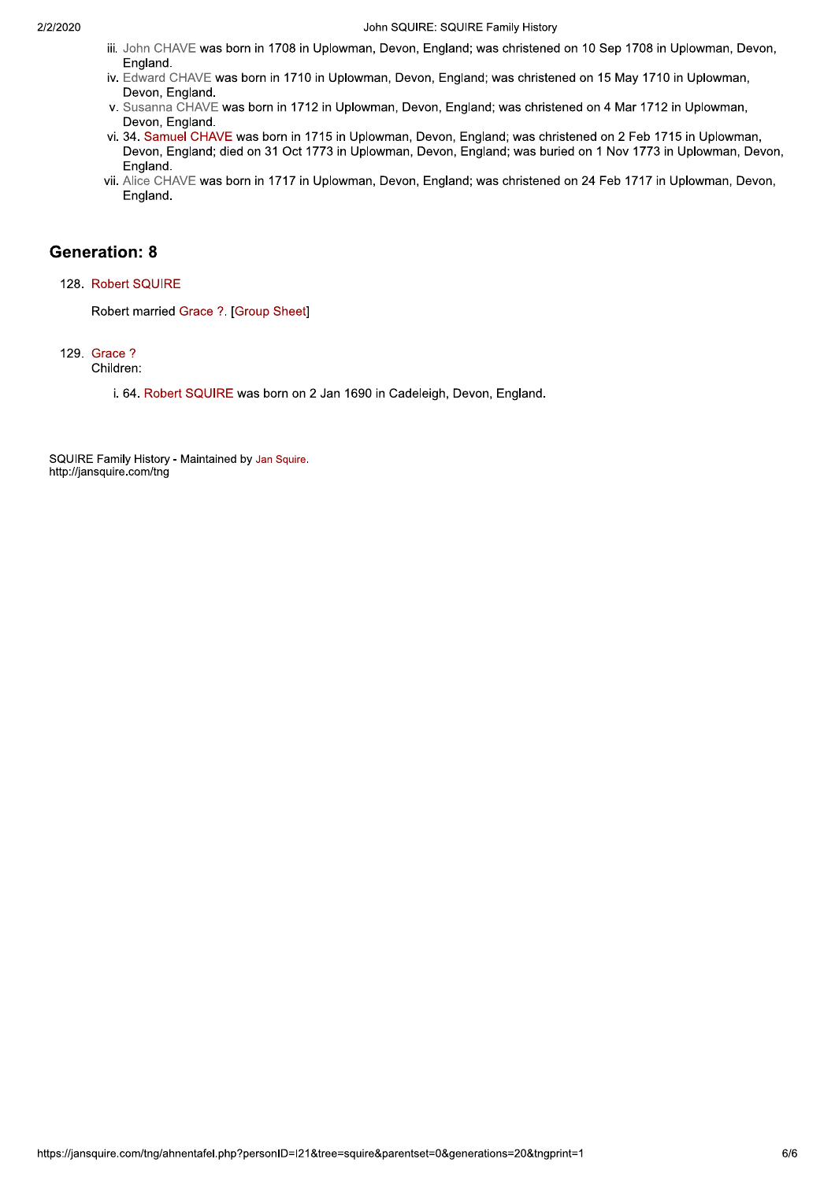iii. John CHAVE was born in 1708 in Uplowman, Devon, England; was christened on 10 Sep 1708 in Uplowman, Devon, England.

iv. Edward CHAVE was born in 1710 in Uplowman, Devon, England; was christened on 15 May 1710 in Uplowman, Devon, England.

v. Susanna CHAVE was born in 1712 in Uplowman, Devon, England; was christened on 4 Mar 1712 in Uplowman, Devon, England.

vi. 34. Samuel CHAVE was born in 1715 in Uplowman, Devon, England; was christened on 2 Feb 1715 in Uplowman, Devon, England; died on 31 Oct 1773 in Uplowman, Devon, England; was buried on 1 Nov 1773 in Uplowman, Devon, England.

vii. Alice CHAVE was born in 1717 in Uplowman, Devon, England; was christened on 24 Feb 1717 in Uplowman, Devon, England.

## Generation: 8

128. Robert SQUIRE

Robert married Grace ?. [Group Sheet]

129. Grace ?

Children:

i. 64. Robert SQUIRE was born on 2 Jan 1690 in Cadeleigh, Devon, England.

SQUIRE Family History - Maintained by Jan Squire.
http://jansquire.com/tng